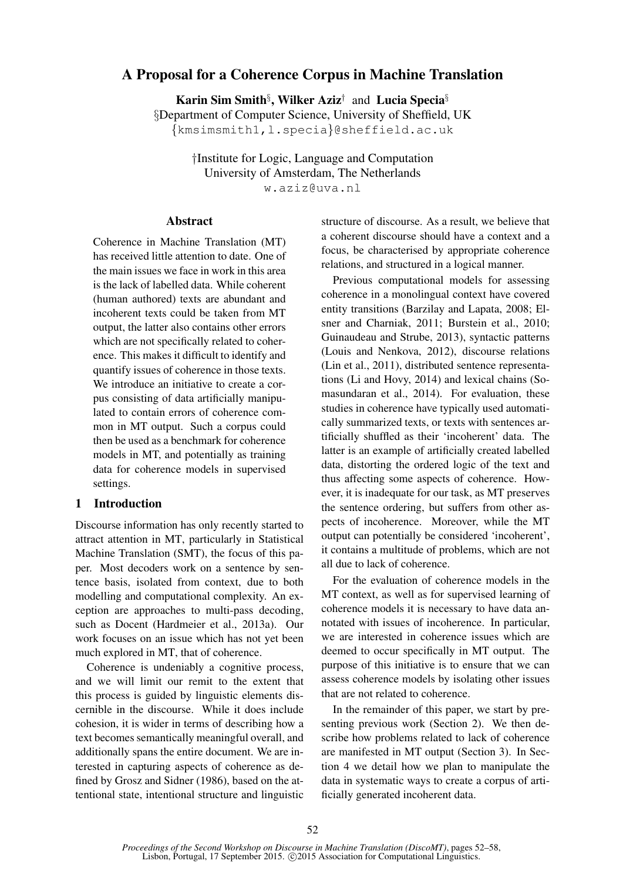# A Proposal for a Coherence Corpus in Machine Translation

**Karin Sim Smith**[§], **Wilker Aziz**[†] and **Lucia Specia**[§]

[§]Department of Computer Science, University of Sheffield, UK
{kmsimsmith1,l.specia}@sheffield.ac.uk

[†]Institute for Logic, Language and Computation
University of Amsterdam, The Netherlands
w.aziz@uva.nl

## Abstract

Coherence in Machine Translation (MT) has received little attention to date. One of the main issues we face in work in this area is the lack of labelled data. While coherent (human authored) texts are abundant and incoherent texts could be taken from MT output, the latter also contains other errors which are not specifically related to coherence. This makes it difficult to identify and quantify issues of coherence in those texts. We introduce an initiative to create a corpus consisting of data artificially manipulated to contain errors of coherence common in MT output. Such a corpus could then be used as a benchmark for coherence models in MT, and potentially as training data for coherence models in supervised settings.

## 1 Introduction

Discourse information has only recently started to attract attention in MT, particularly in Statistical Machine Translation (SMT), the focus of this paper. Most decoders work on a sentence by sentence basis, isolated from context, due to both modelling and computational complexity. An exception are approaches to multi-pass decoding, such as Docent (Hardmeier et al., 2013a). Our work focuses on an issue which has not yet been much explored in MT, that of coherence.

Coherence is undeniably a cognitive process, and we will limit our remit to the extent that this process is guided by linguistic elements discernible in the discourse. While it does include cohesion, it is wider in terms of describing how a text becomes semantically meaningful overall, and additionally spans the entire document. We are interested in capturing aspects of coherence as defined by Grosz and Sidner (1986), based on the attentional state, intentional structure and linguistic structure of discourse. As a result, we believe that a coherent discourse should have a context and a focus, be characterised by appropriate coherence relations, and structured in a logical manner.

Previous computational models for assessing coherence in a monolingual context have covered entity transitions (Barzilay and Lapata, 2008; Elsner and Charniak, 2011; Burstein et al., 2010; Guinaudeau and Strube, 2013), syntactic patterns (Louis and Nenkova, 2012), discourse relations (Lin et al., 2011), distributed sentence representations (Li and Hovy, 2014) and lexical chains (Somasundaran et al., 2014). For evaluation, these studies in coherence have typically used automatically summarized texts, or texts with sentences artificially shuffled as their 'incoherent' data. The latter is an example of artificially created labelled data, distorting the ordered logic of the text and thus affecting some aspects of coherence. However, it is inadequate for our task, as MT preserves the sentence ordering, but suffers from other aspects of incoherence. Moreover, while the MT output can potentially be considered 'incoherent', it contains a multitude of problems, which are not all due to lack of coherence.

For the evaluation of coherence models in the MT context, as well as for supervised learning of coherence models it is necessary to have data annotated with issues of incoherence. In particular, we are interested in coherence issues which are deemed to occur specifically in MT output. The purpose of this initiative is to ensure that we can assess coherence models by isolating other issues that are not related to coherence.

In the remainder of this paper, we start by presenting previous work (Section 2). We then describe how problems related to lack of coherence are manifested in MT output (Section 3). In Section 4 we detail how we plan to manipulate the data in systematic ways to create a corpus of artificially generated incoherent data.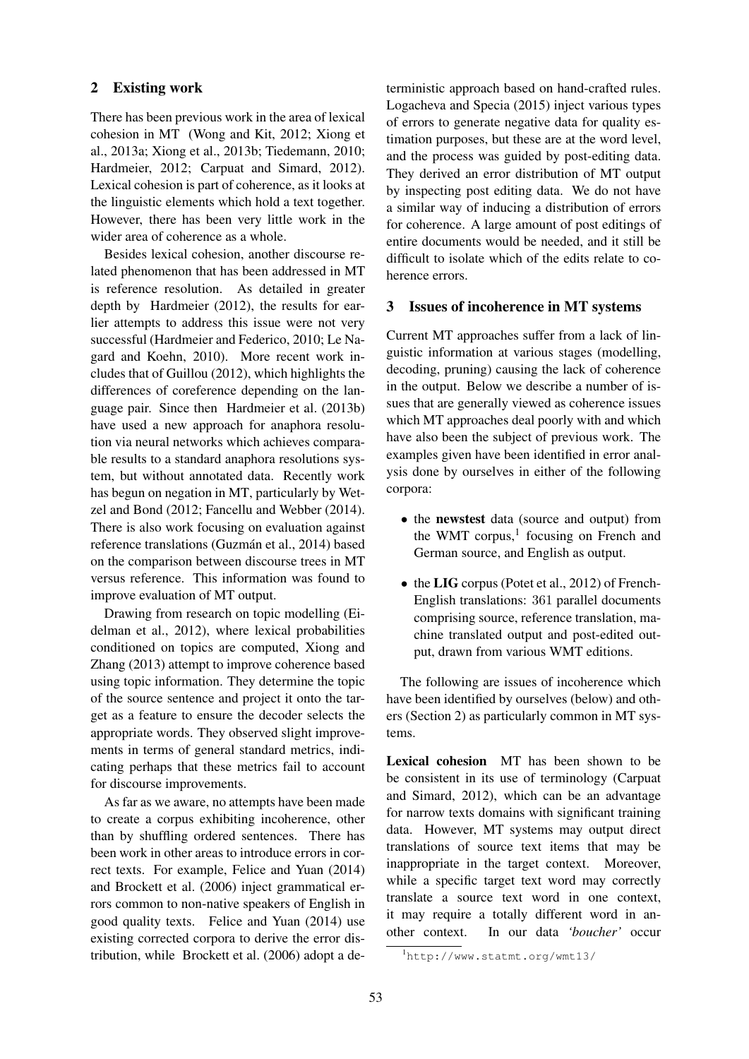## 2 Existing work

There has been previous work in the area of lexical cohesion in MT (Wong and Kit, 2012; Xiong et al., 2013a; Xiong et al., 2013b; Tiedemann, 2010; Hardmeier, 2012; Carpuat and Simard, 2012). Lexical cohesion is part of coherence, as it looks at the linguistic elements which hold a text together. However, there has been very little work in the wider area of coherence as a whole.

Besides lexical cohesion, another discourse related phenomenon that has been addressed in MT is reference resolution. As detailed in greater depth by Hardmeier (2012), the results for earlier attempts to address this issue were not very successful (Hardmeier and Federico, 2010; Le Nagard and Koehn, 2010). More recent work includes that of Guillou (2012), which highlights the differences of coreference depending on the language pair. Since then Hardmeier et al. (2013b) have used a new approach for anaphora resolution via neural networks which achieves comparable results to a standard anaphora resolutions system, but without annotated data. Recently work has begun on negation in MT, particularly by Wetzel and Bond (2012; Fancellu and Webber (2014). There is also work focusing on evaluation against reference translations (Guzmán et al., 2014) based on the comparison between discourse trees in MT versus reference. This information was found to improve evaluation of MT output.

Drawing from research on topic modelling (Eidelman et al., 2012), where lexical probabilities conditioned on topics are computed, Xiong and Zhang (2013) attempt to improve coherence based using topic information. They determine the topic of the source sentence and project it onto the target as a feature to ensure the decoder selects the appropriate words. They observed slight improvements in terms of general standard metrics, indicating perhaps that these metrics fail to account for discourse improvements.

As far as we aware, no attempts have been made to create a corpus exhibiting incoherence, other than by shuffling ordered sentences. There has been work in other areas to introduce errors in correct texts. For example, Felice and Yuan (2014) and Brockett et al. (2006) inject grammatical errors common to non-native speakers of English in good quality texts. Felice and Yuan (2014) use existing corrected corpora to derive the error distribution, while Brockett et al. (2006) adopt a deterministic approach based on hand-crafted rules. Logacheva and Specia (2015) inject various types of errors to generate negative data for quality estimation purposes, but these are at the word level, and the process was guided by post-editing data. They derived an error distribution of MT output by inspecting post editing data. We do not have a similar way of inducing a distribution of errors for coherence. A large amount of post editings of entire documents would be needed, and it still be difficult to isolate which of the edits relate to coherence errors.

## 3 Issues of incoherence in MT systems

Current MT approaches suffer from a lack of linguistic information at various stages (modelling, decoding, pruning) causing the lack of coherence in the output. Below we describe a number of issues that are generally viewed as coherence issues which MT approaches deal poorly with and which have also been the subject of previous work. The examples given have been identified in error analysis done by ourselves in either of the following corpora:

- the **newstest** data (source and output) from the WMT corpus,[1] focusing on French and German source, and English as output.
- the **LIG** corpus (Potet et al., 2012) of French-English translations: 361 parallel documents comprising source, reference translation, machine translated output and post-edited output, drawn from various WMT editions.

The following are issues of incoherence which have been identified by ourselves (below) and others (Section 2) as particularly common in MT systems.

**Lexical cohesion** MT has been shown to be be consistent in its use of terminology (Carpuat and Simard, 2012), which can be an advantage for narrow texts domains with significant training data. However, MT systems may output direct translations of source text items that may be inappropriate in the target context. Moreover, while a specific target text word may correctly translate a source text word in one context, it may require a totally different word in another context. In our data *'boucher'* occur

[1] http://www.statmt.org/wmt13/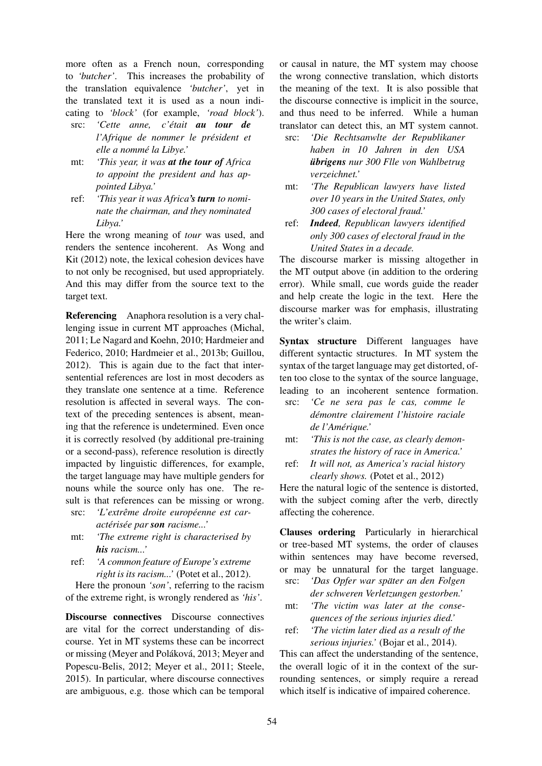more often as a French noun, corresponding to *'butcher'*. This increases the probability of the translation equivalence *'butcher'*, yet in the translated text it is used as a noun indicating to *'block'* (for example, *'road block'*).

src: *'Cette anne, c'était **au tour de** l'Afrique de nommer le président et elle a nommé la Libye.'*

mt: *'This year, it was **at the tour of** Africa to appoint the president and has appointed Libya.'*

ref: *'This year it was Africa**'s turn** to nominate the chairman, and they nominated Libya.'*

Here the wrong meaning of *tour* was used, and renders the sentence incoherent. As Wong and Kit (2012) note, the lexical cohesion devices have to not only be recognised, but used appropriately. And this may differ from the source text to the target text.

**Referencing** Anaphora resolution is a very challenging issue in current MT approaches (Michal, 2011; Le Nagard and Koehn, 2010; Hardmeier and Federico, 2010; Hardmeier et al., 2013b; Guillou, 2012). This is again due to the fact that inter-sentential references are lost in most decoders as they translate one sentence at a time. Reference resolution is affected in several ways. The context of the preceding sentences is absent, meaning that the reference is undetermined. Even once it is correctly resolved (by additional pre-training or a second-pass), reference resolution is directly impacted by linguistic differences, for example, the target language may have multiple genders for nouns while the source only has one. The result is that references can be missing or wrong.

src: *'L'extrême droite européenne est caractérisée par **son** racisme...'*

mt: *'The extreme right is characterised by **his** racism...'*

ref: *'A common feature of Europe's extreme right is its racism...'* (Potet et al., 2012).

Here the pronoun *'son'*, referring to the racism of the extreme right, is wrongly rendered as *'his'*.

**Discourse connectives** Discourse connectives are vital for the correct understanding of discourse. Yet in MT systems these can be incorrect or missing (Meyer and Poláková, 2013; Meyer and Popescu-Belis, 2012; Meyer et al., 2011; Steele, 2015). In particular, where discourse connectives are ambiguous, e.g. those which can be temporal or causal in nature, the MT system may choose the wrong connective translation, which distorts the meaning of the text. It is also possible that the discourse connective is implicit in the source, and thus need to be inferred. While a human translator can detect this, an MT system cannot.

src: *'Die Rechtsanwlte der Republikaner haben in 10 Jahren in den USA **übrigens** nur 300 Flle von Wahlbetrug verzeichnet.'*

mt: *'The Republican lawyers have listed over 10 years in the United States, only 300 cases of electoral fraud.'*

ref: ***Indeed**, Republican lawyers identified only 300 cases of electoral fraud in the United States in a decade.*

The discourse marker is missing altogether in the MT output above (in addition to the ordering error). While small, cue words guide the reader and help create the logic in the text. Here the discourse marker was for emphasis, illustrating the writer's claim.

**Syntax structure** Different languages have different syntactic structures. In MT system the syntax of the target language may get distorted, often too close to the syntax of the source language, leading to an incoherent sentence formation.

src: *'Ce ne sera pas le cas, comme le démontre clairement l'histoire raciale de l'Amérique.'*

mt: *'This is not the case, as clearly demonstrates the history of race in America.'*

ref: *It will not, as America's racial history clearly shows.* (Potet et al., 2012)

Here the natural logic of the sentence is distorted, with the subject coming after the verb, directly affecting the coherence.

**Clauses ordering** Particularly in hierarchical or tree-based MT systems, the order of clauses within sentences may have become reversed, or may be unnatural for the target language.

src: *'Das Opfer war später an den Folgen der schweren Verletzungen gestorben.'*

mt: *'The victim was later at the consequences of the serious injuries died.'*

ref: *'The victim later died as a result of the serious injuries.'* (Bojar et al., 2014).

This can affect the understanding of the sentence, the overall logic of it in the context of the surrounding sentences, or simply require a reread which itself is indicative of impaired coherence.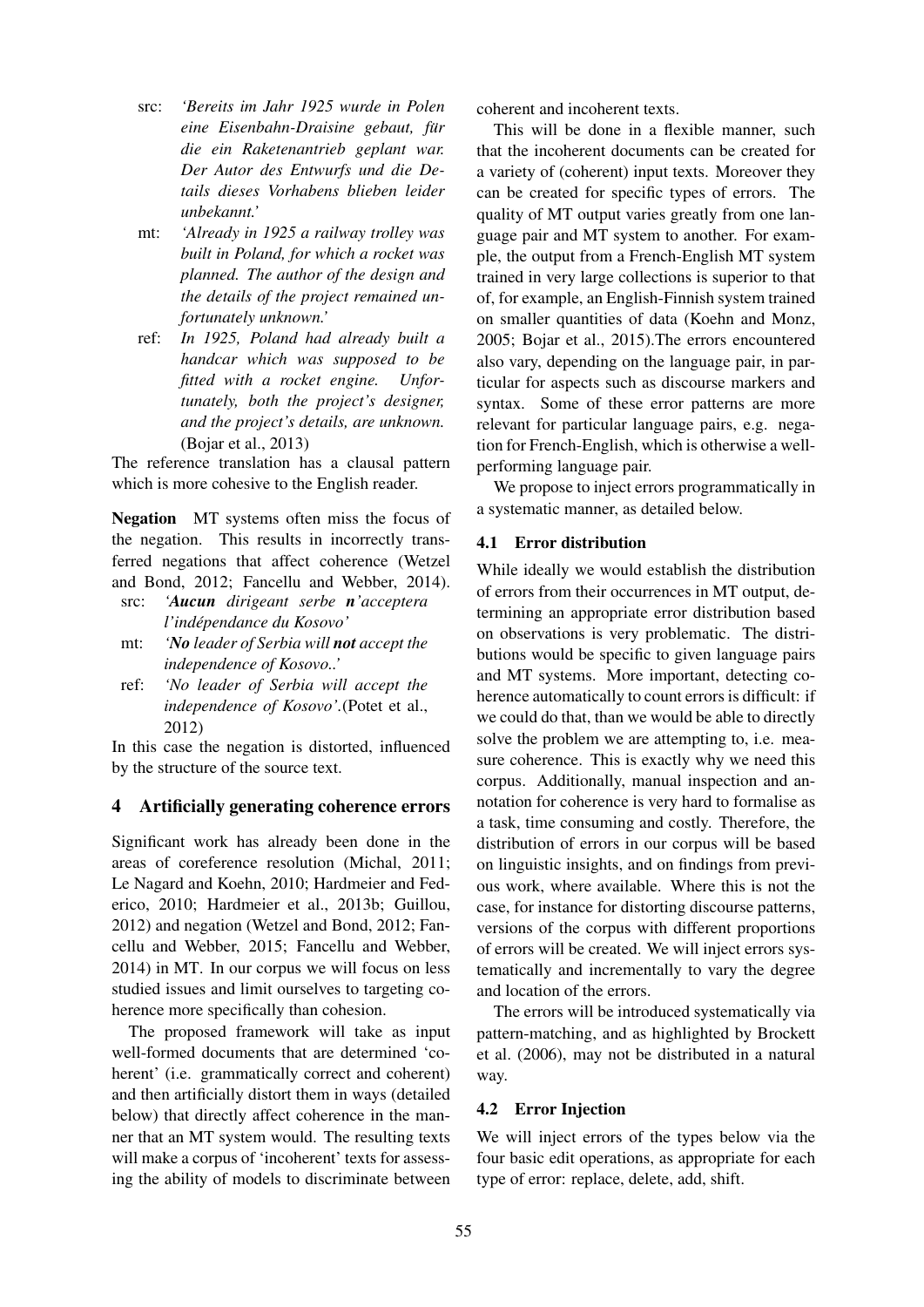- src: *'Bereits im Jahr 1925 wurde in Polen eine Eisenbahn-Draisine gebaut, für die ein Raketenantrieb geplant war. Der Autor des Entwurfs und die Details dieses Vorhabens blieben leider unbekannt.'*
- mt: *'Already in 1925 a railway trolley was built in Poland, for which a rocket was planned. The author of the design and the details of the project remained unfortunately unknown.'*
- ref: *In 1925, Poland had already built a handcar which was supposed to be fitted with a rocket engine. Unfortunately, both the project's designer, and the project's details, are unknown.* (Bojar et al., 2013)

The reference translation has a clausal pattern which is more cohesive to the English reader.

**Negation** MT systems often miss the focus of the negation. This results in incorrectly transferred negations that affect coherence (Wetzel and Bond, 2012; Fancellu and Webber, 2014).

- src: *'**Aucun** dirigeant serbe **n**'acceptera l'indépendance du Kosovo'*
- mt: *'**No** leader of Serbia will **not** accept the independence of Kosovo..'*
- ref: *'No leader of Serbia will accept the independence of Kosovo'*.(Potet et al., 2012)

In this case the negation is distorted, influenced by the structure of the source text.

## 4 Artificially generating coherence errors

Significant work has already been done in the areas of coreference resolution (Michal, 2011; Le Nagard and Koehn, 2010; Hardmeier and Federico, 2010; Hardmeier et al., 2013b; Guillou, 2012) and negation (Wetzel and Bond, 2012; Fancellu and Webber, 2015; Fancellu and Webber, 2014) in MT. In our corpus we will focus on less studied issues and limit ourselves to targeting coherence more specifically than cohesion.

The proposed framework will take as input well-formed documents that are determined 'coherent' (i.e. grammatically correct and coherent) and then artificially distort them in ways (detailed below) that directly affect coherence in the manner that an MT system would. The resulting texts will make a corpus of 'incoherent' texts for assessing the ability of models to discriminate between coherent and incoherent texts.

This will be done in a flexible manner, such that the incoherent documents can be created for a variety of (coherent) input texts. Moreover they can be created for specific types of errors. The quality of MT output varies greatly from one language pair and MT system to another. For example, the output from a French-English MT system trained in very large collections is superior to that of, for example, an English-Finnish system trained on smaller quantities of data (Koehn and Monz, 2005; Bojar et al., 2015).The errors encountered also vary, depending on the language pair, in particular for aspects such as discourse markers and syntax. Some of these error patterns are more relevant for particular language pairs, e.g. negation for French-English, which is otherwise a well-performing language pair.

We propose to inject errors programmatically in a systematic manner, as detailed below.

### 4.1 Error distribution

While ideally we would establish the distribution of errors from their occurrences in MT output, determining an appropriate error distribution based on observations is very problematic. The distributions would be specific to given language pairs and MT systems. More important, detecting coherence automatically to count errors is difficult: if we could do that, than we would be able to directly solve the problem we are attempting to, i.e. measure coherence. This is exactly why we need this corpus. Additionally, manual inspection and annotation for coherence is very hard to formalise as a task, time consuming and costly. Therefore, the distribution of errors in our corpus will be based on linguistic insights, and on findings from previous work, where available. Where this is not the case, for instance for distorting discourse patterns, versions of the corpus with different proportions of errors will be created. We will inject errors systematically and incrementally to vary the degree and location of the errors.

The errors will be introduced systematically via pattern-matching, and as highlighted by Brockett et al. (2006), may not be distributed in a natural way.

### 4.2 Error Injection

We will inject errors of the types below via the four basic edit operations, as appropriate for each type of error: replace, delete, add, shift.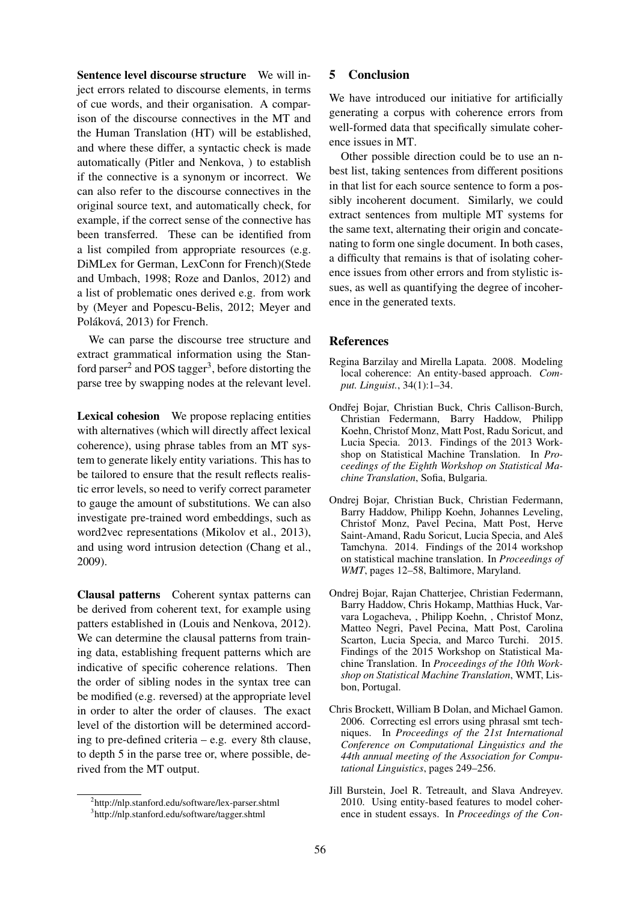**Sentence level discourse structure** We will inject errors related to discourse elements, in terms of cue words, and their organisation. A comparison of the discourse connectives in the MT and the Human Translation (HT) will be established, and where these differ, a syntactic check is made automatically (Pitler and Nenkova, ) to establish if the connective is a synonym or incorrect. We can also refer to the discourse connectives in the original source text, and automatically check, for example, if the correct sense of the connective has been transferred. These can be identified from a list compiled from appropriate resources (e.g. DiMLex for German, LexConn for French)(Stede and Umbach, 1998; Roze and Danlos, 2012) and a list of problematic ones derived e.g. from work by (Meyer and Popescu-Belis, 2012; Meyer and Poláková, 2013) for French.

We can parse the discourse tree structure and extract grammatical information using the Stanford parser[2] and POS tagger[3], before distorting the parse tree by swapping nodes at the relevant level.

**Lexical cohesion** We propose replacing entities with alternatives (which will directly affect lexical coherence), using phrase tables from an MT system to generate likely entity variations. This has to be tailored to ensure that the result reflects realistic error levels, so need to verify correct parameter to gauge the amount of substitutions. We can also investigate pre-trained word embeddings, such as word2vec representations (Mikolov et al., 2013), and using word intrusion detection (Chang et al., 2009).

**Clausal patterns** Coherent syntax patterns can be derived from coherent text, for example using patters established in (Louis and Nenkova, 2012). We can determine the clausal patterns from training data, establishing frequent patterns which are indicative of specific coherence relations. Then the order of sibling nodes in the syntax tree can be modified (e.g. reversed) at the appropriate level in order to alter the order of clauses. The exact level of the distortion will be determined according to pre-defined criteria – e.g. every 8th clause, to depth 5 in the parse tree or, where possible, derived from the MT output.

[2] http://nlp.stanford.edu/software/lex-parser.shtml
[3] http://nlp.stanford.edu/software/tagger.shtml

## 5 Conclusion

We have introduced our initiative for artificially generating a corpus with coherence errors from well-formed data that specifically simulate coherence issues in MT.

Other possible direction could be to use an n-best list, taking sentences from different positions in that list for each source sentence to form a possibly incoherent document. Similarly, we could extract sentences from multiple MT systems for the same text, alternating their origin and concatenating to form one single document. In both cases, a difficulty that remains is that of isolating coherence issues from other errors and from stylistic issues, as well as quantifying the degree of incoherence in the generated texts.

## References

Regina Barzilay and Mirella Lapata. 2008. Modeling local coherence: An entity-based approach. *Comput. Linguist.*, 34(1):1–34.

Ondřej Bojar, Christian Buck, Chris Callison-Burch, Christian Federmann, Barry Haddow, Philipp Koehn, Christof Monz, Matt Post, Radu Soricut, and Lucia Specia. 2013. Findings of the 2013 Workshop on Statistical Machine Translation. In *Proceedings of the Eighth Workshop on Statistical Machine Translation*, Sofia, Bulgaria.

Ondrej Bojar, Christian Buck, Christian Federmann, Barry Haddow, Philipp Koehn, Johannes Leveling, Christof Monz, Pavel Pecina, Matt Post, Herve Saint-Amand, Radu Soricut, Lucia Specia, and Aleš Tamchyna. 2014. Findings of the 2014 workshop on statistical machine translation. In *Proceedings of WMT*, pages 12–58, Baltimore, Maryland.

Ondrej Bojar, Rajan Chatterjee, Christian Federmann, Barry Haddow, Chris Hokamp, Matthias Huck, Varvara Logacheva, , Philipp Koehn, , Christof Monz, Matteo Negri, Pavel Pecina, Matt Post, Carolina Scarton, Lucia Specia, and Marco Turchi. 2015. Findings of the 2015 Workshop on Statistical Machine Translation. In *Proceedings of the 10th Workshop on Statistical Machine Translation*, WMT, Lisbon, Portugal.

Chris Brockett, William B Dolan, and Michael Gamon. 2006. Correcting esl errors using phrasal smt techniques. In *Proceedings of the 21st International Conference on Computational Linguistics and the 44th annual meeting of the Association for Computational Linguistics*, pages 249–256.

Jill Burstein, Joel R. Tetreault, and Slava Andreyev. 2010. Using entity-based features to model coherence in student essays. In *Proceedings of the Con-*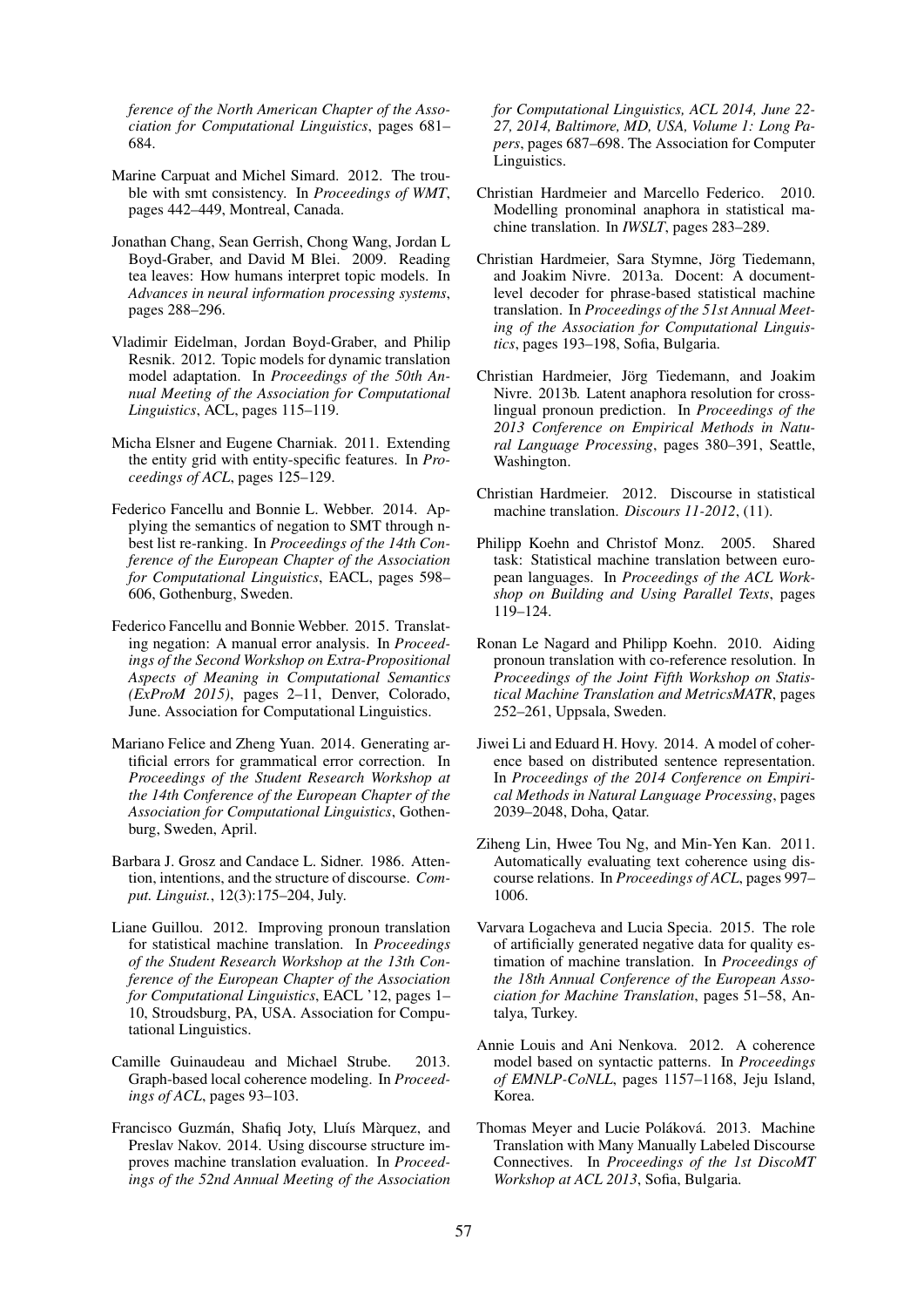*ference of the North American Chapter of the Association for Computational Linguistics*, pages 681–684.

Marine Carpuat and Michel Simard. 2012. The trouble with smt consistency. In *Proceedings of WMT*, pages 442–449, Montreal, Canada.

Jonathan Chang, Sean Gerrish, Chong Wang, Jordan L Boyd-Graber, and David M Blei. 2009. Reading tea leaves: How humans interpret topic models. In *Advances in neural information processing systems*, pages 288–296.

Vladimir Eidelman, Jordan Boyd-Graber, and Philip Resnik. 2012. Topic models for dynamic translation model adaptation. In *Proceedings of the 50th Annual Meeting of the Association for Computational Linguistics*, ACL, pages 115–119.

Micha Elsner and Eugene Charniak. 2011. Extending the entity grid with entity-specific features. In *Proceedings of ACL*, pages 125–129.

Federico Fancellu and Bonnie L. Webber. 2014. Applying the semantics of negation to SMT through n-best list re-ranking. In *Proceedings of the 14th Conference of the European Chapter of the Association for Computational Linguistics*, EACL, pages 598–606, Gothenburg, Sweden.

Federico Fancellu and Bonnie Webber. 2015. Translating negation: A manual error analysis. In *Proceedings of the Second Workshop on Extra-Propositional Aspects of Meaning in Computational Semantics (ExProM 2015)*, pages 2–11, Denver, Colorado, June. Association for Computational Linguistics.

Mariano Felice and Zheng Yuan. 2014. Generating artificial errors for grammatical error correction. In *Proceedings of the Student Research Workshop at the 14th Conference of the European Chapter of the Association for Computational Linguistics*, Gothenburg, Sweden, April.

Barbara J. Grosz and Candace L. Sidner. 1986. Attention, intentions, and the structure of discourse. *Comput. Linguist.*, 12(3):175–204, July.

Liane Guillou. 2012. Improving pronoun translation for statistical machine translation. In *Proceedings of the Student Research Workshop at the 13th Conference of the European Chapter of the Association for Computational Linguistics*, EACL '12, pages 1–10, Stroudsburg, PA, USA. Association for Computational Linguistics.

Camille Guinaudeau and Michael Strube. 2013. Graph-based local coherence modeling. In *Proceedings of ACL*, pages 93–103.

Francisco Guzmán, Shafiq Joty, Lluís Màrquez, and Preslav Nakov. 2014. Using discourse structure improves machine translation evaluation. In *Proceedings of the 52nd Annual Meeting of the Association for Computational Linguistics, ACL 2014, June 22-27, 2014, Baltimore, MD, USA, Volume 1: Long Papers*, pages 687–698. The Association for Computer Linguistics.

Christian Hardmeier and Marcello Federico. 2010. Modelling pronominal anaphora in statistical machine translation. In *IWSLT*, pages 283–289.

Christian Hardmeier, Sara Stymne, Jörg Tiedemann, and Joakim Nivre. 2013a. Docent: A document-level decoder for phrase-based statistical machine translation. In *Proceedings of the 51st Annual Meeting of the Association for Computational Linguistics*, pages 193–198, Sofia, Bulgaria.

Christian Hardmeier, Jörg Tiedemann, and Joakim Nivre. 2013b. Latent anaphora resolution for cross-lingual pronoun prediction. In *Proceedings of the 2013 Conference on Empirical Methods in Natural Language Processing*, pages 380–391, Seattle, Washington.

Christian Hardmeier. 2012. Discourse in statistical machine translation. *Discours 11-2012*, (11).

Philipp Koehn and Christof Monz. 2005. Shared task: Statistical machine translation between european languages. In *Proceedings of the ACL Workshop on Building and Using Parallel Texts*, pages 119–124.

Ronan Le Nagard and Philipp Koehn. 2010. Aiding pronoun translation with co-reference resolution. In *Proceedings of the Joint Fifth Workshop on Statistical Machine Translation and MetricsMATR*, pages 252–261, Uppsala, Sweden.

Jiwei Li and Eduard H. Hovy. 2014. A model of coherence based on distributed sentence representation. In *Proceedings of the 2014 Conference on Empirical Methods in Natural Language Processing*, pages 2039–2048, Doha, Qatar.

Ziheng Lin, Hwee Tou Ng, and Min-Yen Kan. 2011. Automatically evaluating text coherence using discourse relations. In *Proceedings of ACL*, pages 997–1006.

Varvara Logacheva and Lucia Specia. 2015. The role of artificially generated negative data for quality estimation of machine translation. In *Proceedings of the 18th Annual Conference of the European Association for Machine Translation*, pages 51–58, Antalya, Turkey.

Annie Louis and Ani Nenkova. 2012. A coherence model based on syntactic patterns. In *Proceedings of EMNLP-CoNLL*, pages 1157–1168, Jeju Island, Korea.

Thomas Meyer and Lucie Poláková. 2013. Machine Translation with Many Manually Labeled Discourse Connectives. In *Proceedings of the 1st DiscoMT Workshop at ACL 2013*, Sofia, Bulgaria.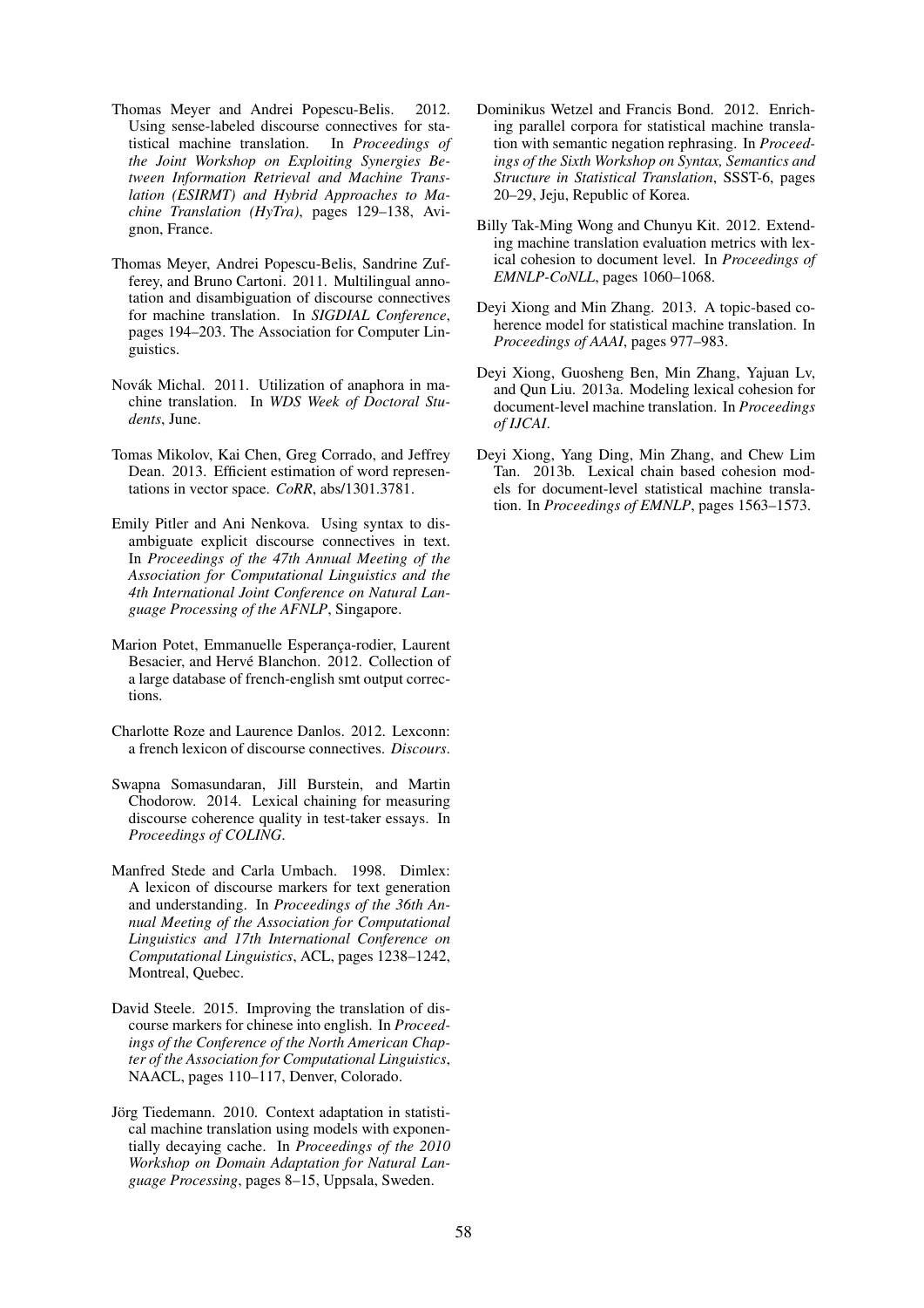Thomas Meyer and Andrei Popescu-Belis. 2012. Using sense-labeled discourse connectives for statistical machine translation. In *Proceedings of the Joint Workshop on Exploiting Synergies Between Information Retrieval and Machine Translation (ESIRMT) and Hybrid Approaches to Machine Translation (HyTra)*, pages 129–138, Avignon, France.

Thomas Meyer, Andrei Popescu-Belis, Sandrine Zufferey, and Bruno Cartoni. 2011. Multilingual annotation and disambiguation of discourse connectives for machine translation. In *SIGDIAL Conference*, pages 194–203. The Association for Computer Linguistics.

Novák Michal. 2011. Utilization of anaphora in machine translation. In *WDS Week of Doctoral Students*, June.

Tomas Mikolov, Kai Chen, Greg Corrado, and Jeffrey Dean. 2013. Efficient estimation of word representations in vector space. *CoRR*, abs/1301.3781.

Emily Pitler and Ani Nenkova. Using syntax to disambiguate explicit discourse connectives in text. In *Proceedings of the 47th Annual Meeting of the Association for Computational Linguistics and the 4th International Joint Conference on Natural Language Processing of the AFNLP*, Singapore.

Marion Potet, Emmanuelle Esperança-rodier, Laurent Besacier, and Hervé Blanchon. 2012. Collection of a large database of french-english smt output corrections.

Charlotte Roze and Laurence Danlos. 2012. Lexconn: a french lexicon of discourse connectives. *Discours*.

Swapna Somasundaran, Jill Burstein, and Martin Chodorow. 2014. Lexical chaining for measuring discourse coherence quality in test-taker essays. In *Proceedings of COLING*.

Manfred Stede and Carla Umbach. 1998. Dimlex: A lexicon of discourse markers for text generation and understanding. In *Proceedings of the 36th Annual Meeting of the Association for Computational Linguistics and 17th International Conference on Computational Linguistics*, ACL, pages 1238–1242, Montreal, Quebec.

David Steele. 2015. Improving the translation of discourse markers for chinese into english. In *Proceedings of the Conference of the North American Chapter of the Association for Computational Linguistics*, NAACL, pages 110–117, Denver, Colorado.

Jörg Tiedemann. 2010. Context adaptation in statistical machine translation using models with exponentially decaying cache. In *Proceedings of the 2010 Workshop on Domain Adaptation for Natural Language Processing*, pages 8–15, Uppsala, Sweden.

Dominikus Wetzel and Francis Bond. 2012. Enriching parallel corpora for statistical machine translation with semantic negation rephrasing. In *Proceedings of the Sixth Workshop on Syntax, Semantics and Structure in Statistical Translation*, SSST-6, pages 20–29, Jeju, Republic of Korea.

Billy Tak-Ming Wong and Chunyu Kit. 2012. Extending machine translation evaluation metrics with lexical cohesion to document level. In *Proceedings of EMNLP-CoNLL*, pages 1060–1068.

Deyi Xiong and Min Zhang. 2013. A topic-based coherence model for statistical machine translation. In *Proceedings of AAAI*, pages 977–983.

Deyi Xiong, Guosheng Ben, Min Zhang, Yajuan Lv, and Qun Liu. 2013a. Modeling lexical cohesion for document-level machine translation. In *Proceedings of IJCAI*.

Deyi Xiong, Yang Ding, Min Zhang, and Chew Lim Tan. 2013b. Lexical chain based cohesion models for document-level statistical machine translation. In *Proceedings of EMNLP*, pages 1563–1573.